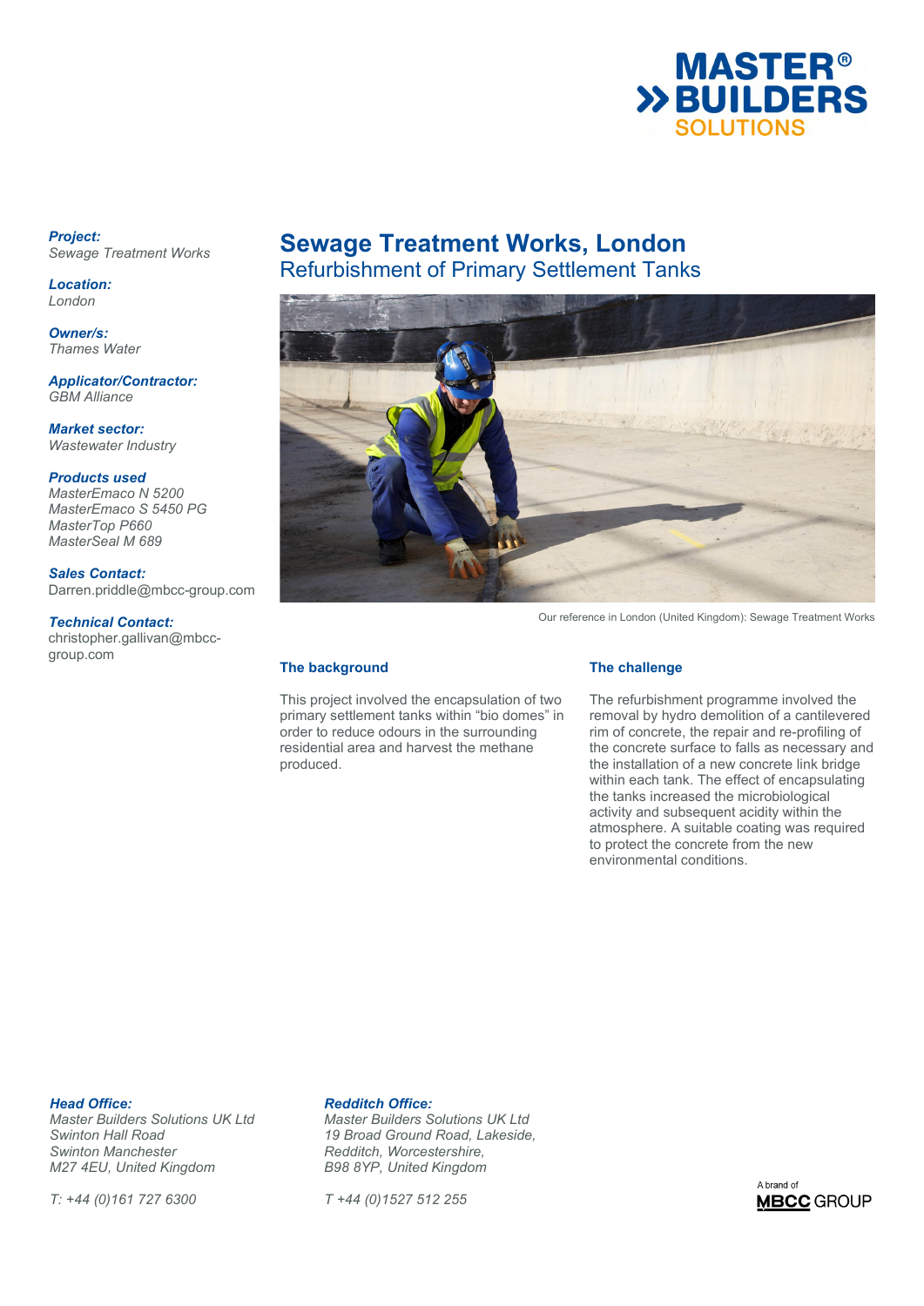# Sewage Treatment Works, London

## Refurbishment of Primary Settlement Tanks

***Project:***
*Sewage Treatment Works*

***Location:***
*London*

***Owner/s:***
*Thames Water*

***Applicator/Contractor:***
*GBM Alliance*

***Market sector:***
*Wastewater Industry*

***Products used***
*MasterEmaco N 5200*
*MasterEmaco S 5450 PG*
*MasterTop P660*
*MasterSeal M 689*

***Sales Contact:***
Darren.priddle@mbcc-group.com

***Technical Contact:***
christopher.gallivan@mbcc-group.com

Our reference in London (United Kingdom): Sewage Treatment Works

### The background

This project involved the encapsulation of two primary settlement tanks within "bio domes" in order to reduce odours in the surrounding residential area and harvest the methane produced.

### The challenge

The refurbishment programme involved the removal by hydro demolition of a cantilevered rim of concrete, the repair and re-profiling of the concrete surface to falls as necessary and the installation of a new concrete link bridge within each tank. The effect of encapsulating the tanks increased the microbiological activity and subsequent acidity within the atmosphere. A suitable coating was required to protect the concrete from the new environmental conditions.

***Head Office:***
*Master Builders Solutions UK Ltd*
*Swinton Hall Road*
*Swinton Manchester*
*M27 4EU, United Kingdom*

*T: +44 (0)161 727 6300*

***Redditch Office:***
*Master Builders Solutions UK Ltd*
*19 Broad Ground Road, Lakeside,*
*Redditch, Worcestershire,*
*B98 8YP, United Kingdom*

*T +44 (0)1527 512 255*

A brand of MBCC GROUP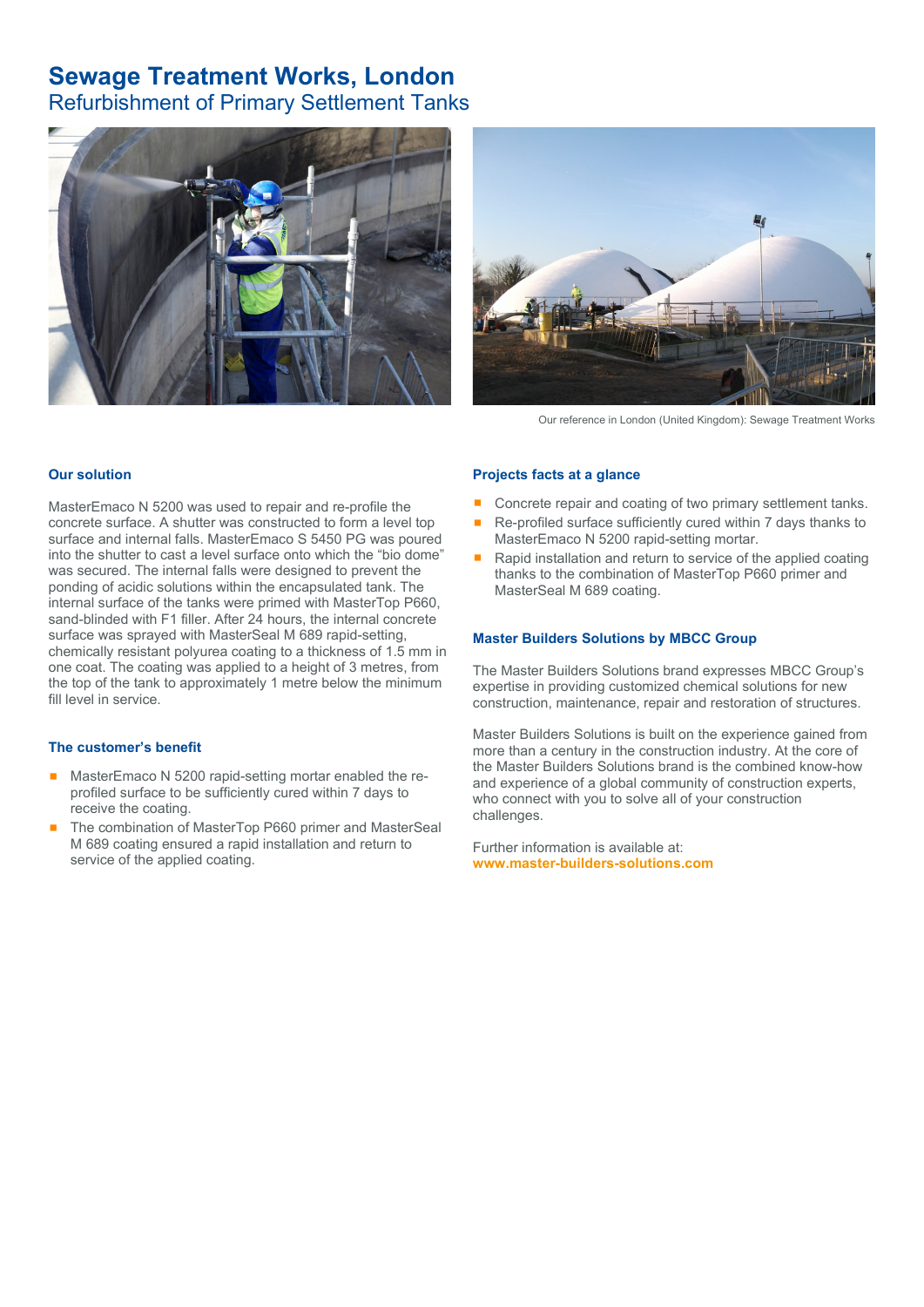# Sewage Treatment Works, London

## Refurbishment of Primary Settlement Tanks

Our reference in London (United Kingdom): Sewage Treatment Works

### Our solution

MasterEmaco N 5200 was used to repair and re-profile the concrete surface. A shutter was constructed to form a level top surface and internal falls. MasterEmaco S 5450 PG was poured into the shutter to cast a level surface onto which the “bio dome” was secured. The internal falls were designed to prevent the ponding of acidic solutions within the encapsulated tank. The internal surface of the tanks were primed with MasterTop P660, sand-blinded with F1 filler. After 24 hours, the internal concrete surface was sprayed with MasterSeal M 689 rapid-setting, chemically resistant polyurea coating to a thickness of 1.5 mm in one coat. The coating was applied to a height of 3 metres, from the top of the tank to approximately 1 metre below the minimum fill level in service.

### The customer’s benefit

- MasterEmaco N 5200 rapid-setting mortar enabled the re-profiled surface to be sufficiently cured within 7 days to receive the coating.
- The combination of MasterTop P660 primer and MasterSeal M 689 coating ensured a rapid installation and return to service of the applied coating.

### Projects facts at a glance

- Concrete repair and coating of two primary settlement tanks.
- Re-profiled surface sufficiently cured within 7 days thanks to MasterEmaco N 5200 rapid-setting mortar.
- Rapid installation and return to service of the applied coating thanks to the combination of MasterTop P660 primer and MasterSeal M 689 coating.

### Master Builders Solutions by MBCC Group

The Master Builders Solutions brand expresses MBCC Group’s expertise in providing customized chemical solutions for new construction, maintenance, repair and restoration of structures.

Master Builders Solutions is built on the experience gained from more than a century in the construction industry. At the core of the Master Builders Solutions brand is the combined know-how and experience of a global community of construction experts, who connect with you to solve all of your construction challenges.

Further information is available at:
**www.master-builders-solutions.com**